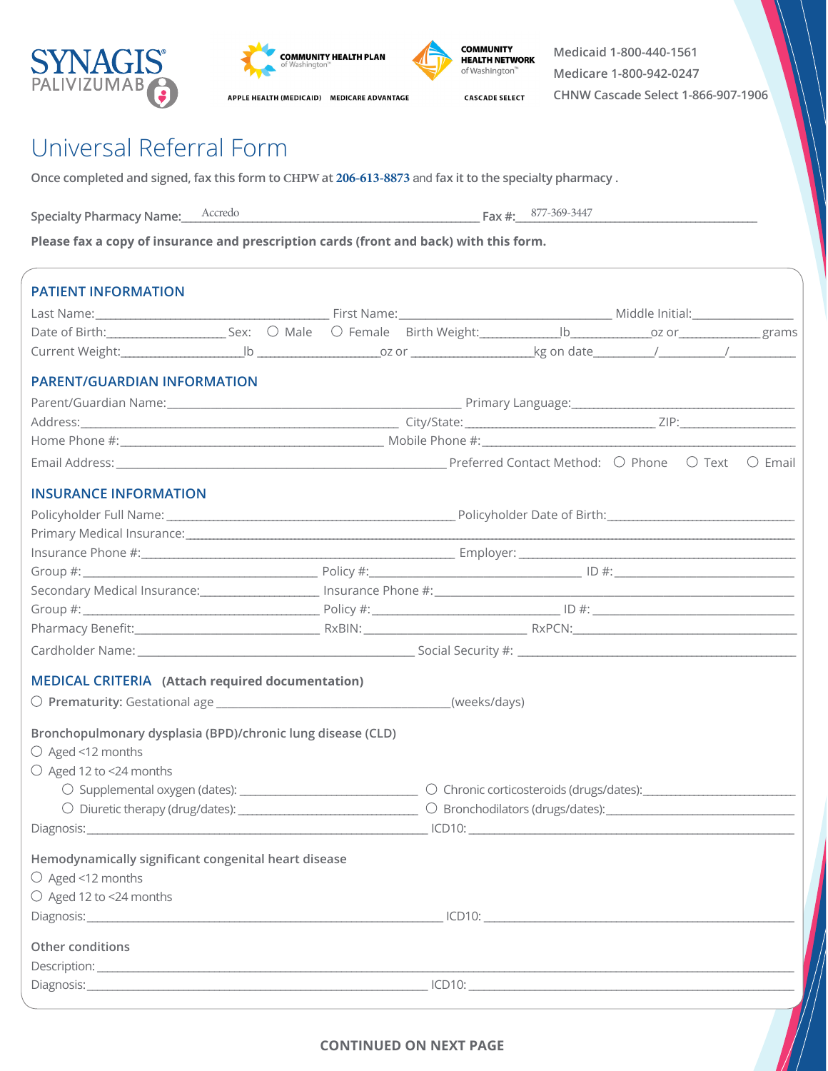SYNAGIS® PALIVIZUMAB

COMMUNITY HEALTH PLAN of Washington™ — APPLE HEALTH (MEDICAID) MEDICARE ADVANTAGE

COMMUNITY HEALTH NETWORK of Washington™ — CASCADE SELECT

Medicaid 1-800-440-1561
Medicare 1-800-942-0247
CHNW Cascade Select 1-866-907-1906

# Universal Referral Form

**Once completed and signed, fax this form to CHPW at 206-613-8873 and fax it to the specialty pharmacy .**

**Specialty Pharmacy Name:** Accredo **Fax #:** 877-369-3447

**Please fax a copy of insurance and prescription cards (front and back) with this form.**

## PATIENT INFORMATION

Last Name:______________ First Name:______________ Middle Initial:________

Date of Birth:__________ Sex: ○ Male ○ Female Birth Weight:________lb________oz or________grams

Current Weight:__________lb __________oz or __________kg on date_____/_____/_____

## PARENT/GUARDIAN INFORMATION

Parent/Guardian Name:______________ Primary Language:______________

Address:______________ City/State:______________ ZIP:__________

Home Phone #:______________ Mobile Phone #:______________

Email Address:______________ Preferred Contact Method: ○ Phone ○ Text ○ Email

## INSURANCE INFORMATION

Policyholder Full Name:______________ Policyholder Date of Birth:______________

Primary Medical Insurance:______________

Insurance Phone #:______________ Employer:______________

Group #:__________ Policy #:__________ ID #:__________

Secondary Medical Insurance:__________ Insurance Phone #:______________

Group #:__________ Policy #:__________ ID #:__________

Pharmacy Benefit:__________ RxBIN:__________ RxPCN:__________

Cardholder Name:______________ Social Security #:______________

## MEDICAL CRITERIA (Attach required documentation)

○ **Prematurity:** Gestational age ______________(weeks/days)

**Bronchopulmonary dysplasia (BPD)/chronic lung disease (CLD)**

○ Aged <12 months

○ Aged 12 to <24 months

- ○ Supplemental oxygen (dates): __________ ○ Chronic corticosteroids (drugs/dates):__________
- ○ Diuretic therapy (drug/dates): __________ ○ Bronchodilators (drugs/dates):__________

Diagnosis:______________ ICD10:______________

**Hemodynamically significant congenital heart disease**

○ Aged <12 months

○ Aged 12 to <24 months

Diagnosis:______________ ICD10:______________

**Other conditions**

Description:______________

Diagnosis:______________ ICD10:______________

**CONTINUED ON NEXT PAGE**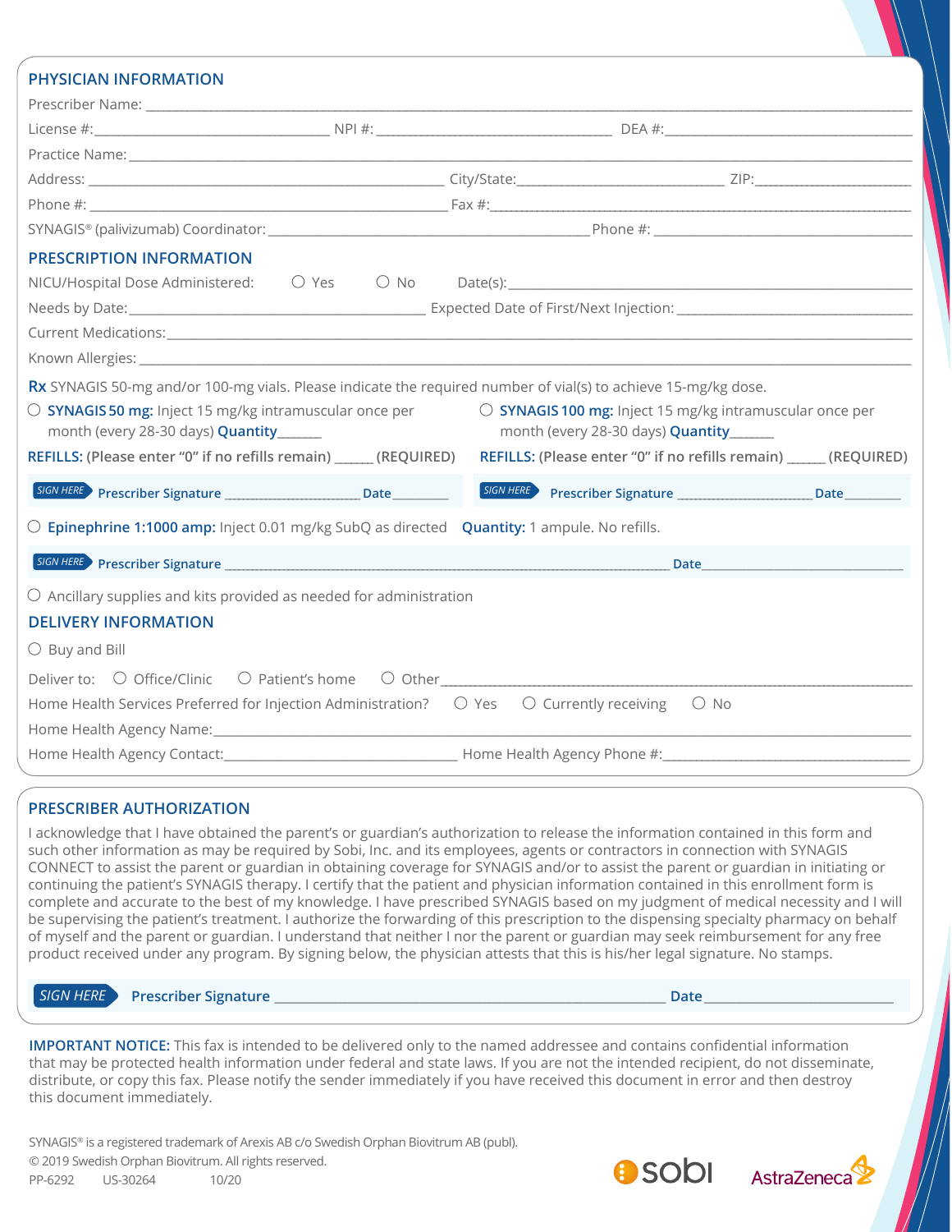## PHYSICIAN INFORMATION

Prescriber Name: ____________________

License #: ____________________ NPI #: ____________________ DEA #: ____________________

Practice Name: ____________________

Address: ____________________ City/State: ____________________ ZIP: ____________________

Phone #: ____________________ Fax #: ____________________

SYNAGIS® (palivizumab) Coordinator: ____________________ Phone #: ____________________

## PRESCRIPTION INFORMATION

NICU/Hospital Dose Administered: ○ Yes ○ No Date(s): ____________________

Needs by Date: ____________________ Expected Date of First/Next Injection: ____________________

Current Medications: ____________________

Known Allergies: ____________________

**Rx** SYNAGIS 50-mg and/or 100-mg vials. Please indicate the required number of vial(s) to achieve 15-mg/kg dose.

○ **SYNAGIS 50 mg:** Inject 15 mg/kg intramuscular once per month (every 28-30 days) **Quantity**______

**REFILLS:** (Please enter "0" if no refills remain) _____ (REQUIRED)

SIGN HERE **Prescriber Signature** ____________________ **Date** ________

○ **SYNAGIS 100 mg:** Inject 15 mg/kg intramuscular once per month (every 28-30 days) **Quantity**______

**REFILLS:** (Please enter "0" if no refills remain) _____ (REQUIRED)

SIGN HERE **Prescriber Signature** ____________________ **Date** ________

○ **Epinephrine 1:1000 amp:** Inject 0.01 mg/kg SubQ as directed **Quantity:** 1 ampule. No refills.

SIGN HERE **Prescriber Signature** ____________________ **Date** ____________________

○ Ancillary supplies and kits provided as needed for administration

## DELIVERY INFORMATION

○ Buy and Bill

Deliver to: ○ Office/Clinic ○ Patient's home ○ Other ____________________

Home Health Services Preferred for Injection Administration? ○ Yes ○ Currently receiving ○ No

Home Health Agency Name: ____________________

Home Health Agency Contact: ____________________ Home Health Agency Phone #: ____________________

## PRESCRIBER AUTHORIZATION

I acknowledge that I have obtained the parent's or guardian's authorization to release the information contained in this form and such other information as may be required by Sobi, Inc. and its employees, agents or contractors in connection with SYNAGIS CONNECT to assist the parent or guardian in obtaining coverage for SYNAGIS and/or to assist the parent or guardian in initiating or continuing the patient's SYNAGIS therapy. I certify that the patient and physician information contained in this enrollment form is complete and accurate to the best of my knowledge. I have prescribed SYNAGIS based on my judgment of medical necessity and I will be supervising the patient's treatment. I authorize the forwarding of this prescription to the dispensing specialty pharmacy on behalf of myself and the parent or guardian. I understand that neither I nor the parent or guardian may seek reimbursement for any free product received under any program. By signing below, the physician attests that this is his/her legal signature. No stamps.

SIGN HERE **Prescriber Signature** ____________________ **Date** ____________________

**IMPORTANT NOTICE:** This fax is intended to be delivered only to the named addressee and contains confidential information that may be protected health information under federal and state laws. If you are not the intended recipient, do not disseminate, distribute, or copy this fax. Please notify the sender immediately if you have received this document in error and then destroy this document immediately.

SYNAGIS® is a registered trademark of Arexis AB c/o Swedish Orphan Biovitrum AB (publ).
© 2019 Swedish Orphan Biovitrum. All rights reserved.
PP-6292 US-30264 10/20

sobi AstraZeneca